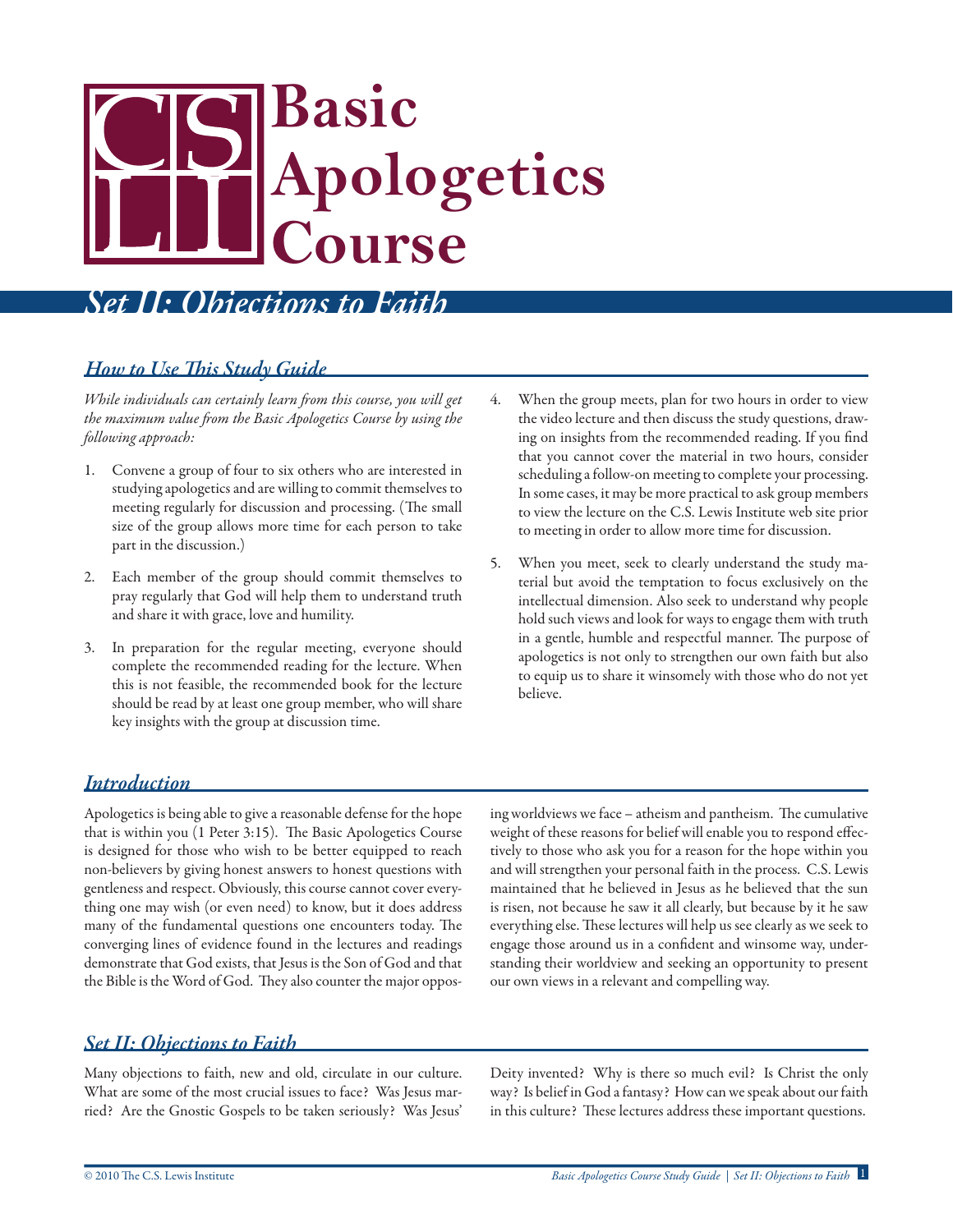# Basic Apologetics Course

## *Set II: Objections to Faith*

### *How to Use This Study Guide*

*While individuals can certainly learn from this course, you will get the maximum value from the Basic Apologetics Course by using the following approach:*

1. Convene a group of four to six others who are interested in studying apologetics and are willing to commit themselves to meeting regularly for discussion and processing. (The small size of the group allows more time for each person to take part in the discussion.)

2. Each member of the group should commit themselves to pray regularly that God will help them to understand truth and share it with grace, love and humility.

3. In preparation for the regular meeting, everyone should complete the recommended reading for the lecture. When this is not feasible, the recommended book for the lecture should be read by at least one group member, who will share key insights with the group at discussion time.

4. When the group meets, plan for two hours in order to view the video lecture and then discuss the study questions, drawing on insights from the recommended reading. If you find that you cannot cover the material in two hours, consider scheduling a follow-on meeting to complete your processing. In some cases, it may be more practical to ask group members to view the lecture on the C.S. Lewis Institute web site prior to meeting in order to allow more time for discussion.

5. When you meet, seek to clearly understand the study material but avoid the temptation to focus exclusively on the intellectual dimension. Also seek to understand why people hold such views and look for ways to engage them with truth in a gentle, humble and respectful manner. The purpose of apologetics is not only to strengthen our own faith but also to equip us to share it winsomely with those who do not yet believe.

### *Introduction*

Apologetics is being able to give a reasonable defense for the hope that is within you (1 Peter 3:15). The Basic Apologetics Course is designed for those who wish to be better equipped to reach non-believers by giving honest answers to honest questions with gentleness and respect. Obviously, this course cannot cover everything one may wish (or even need) to know, but it does address many of the fundamental questions one encounters today. The converging lines of evidence found in the lectures and readings demonstrate that God exists, that Jesus is the Son of God and that the Bible is the Word of God. They also counter the major opposing worldviews we face – atheism and pantheism. The cumulative weight of these reasons for belief will enable you to respond effectively to those who ask you for a reason for the hope within you and will strengthen your personal faith in the process. C.S. Lewis maintained that he believed in Jesus as he believed that the sun is risen, not because he saw it all clearly, but because by it he saw everything else. These lectures will help us see clearly as we seek to engage those around us in a confident and winsome way, understanding their worldview and seeking an opportunity to present our own views in a relevant and compelling way.

### *Set II: Objections to Faith*

Many objections to faith, new and old, circulate in our culture. What are some of the most crucial issues to face? Was Jesus married? Are the Gnostic Gospels to be taken seriously? Was Jesus' Deity invented? Why is there so much evil? Is Christ the only way? Is belief in God a fantasy? How can we speak about our faith in this culture? These lectures address these important questions.

© 2010 The C.S. Lewis Institute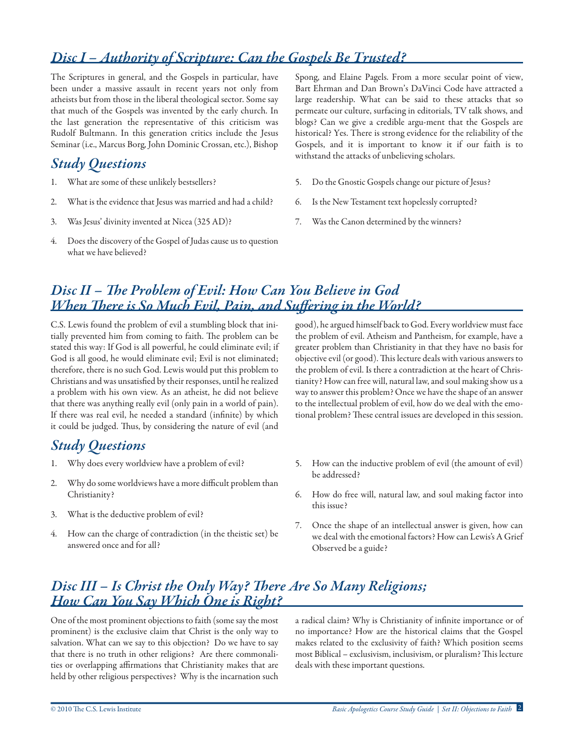## *Disc I – Authority of Scripture: Can the Gospels Be Trusted?*

The Scriptures in general, and the Gospels in particular, have been under a massive assault in recent years not only from atheists but from those in the liberal theological sector. Some say that much of the Gospels was invented by the early church. In the last generation the representative of this criticism was Rudolf Bultmann. In this generation critics include the Jesus Seminar (i.e., Marcus Borg, John Dominic Crossan, etc.), Bishop Spong, and Elaine Pagels. From a more secular point of view, Bart Ehrman and Dan Brown's DaVinci Code have attracted a large readership. What can be said to these attacks that so permeate our culture, surfacing in editorials, TV talk shows, and blogs? Can we give a credible argu-ment that the Gospels are historical? Yes. There is strong evidence for the reliability of the Gospels, and it is important to know it if our faith is to withstand the attacks of unbelieving scholars.

### *Study Questions*

1. What are some of these unlikely bestsellers?
2. What is the evidence that Jesus was married and had a child?
3. Was Jesus' divinity invented at Nicea (325 AD)?
4. Does the discovery of the Gospel of Judas cause us to question what we have believed?
5. Do the Gnostic Gospels change our picture of Jesus?
6. Is the New Testament text hopelessly corrupted?
7. Was the Canon determined by the winners?

## *Disc II – The Problem of Evil: How Can You Believe in God When There is So Much Evil, Pain, and Suffering in the World?*

C.S. Lewis found the problem of evil a stumbling block that initially prevented him from coming to faith. The problem can be stated this way: If God is all powerful, he could eliminate evil; if God is all good, he would eliminate evil; Evil is not eliminated; therefore, there is no such God. Lewis would put this problem to Christians and was unsatisfied by their responses, until he realized a problem with his own view. As an atheist, he did not believe that there was anything really evil (only pain in a world of pain). If there was real evil, he needed a standard (infinite) by which it could be judged. Thus, by considering the nature of evil (and good), he argued himself back to God. Every worldview must face the problem of evil. Atheism and Pantheism, for example, have a greater problem than Christianity in that they have no basis for objective evil (or good). This lecture deals with various answers to the problem of evil. Is there a contradiction at the heart of Christianity? How can free will, natural law, and soul making show us a way to answer this problem? Once we have the shape of an answer to the intellectual problem of evil, how do we deal with the emotional problem? These central issues are developed in this session.

### *Study Questions*

1. Why does every worldview have a problem of evil?
2. Why do some worldviews have a more difficult problem than Christianity?
3. What is the deductive problem of evil?
4. How can the charge of contradiction (in the theistic set) be answered once and for all?
5. How can the inductive problem of evil (the amount of evil) be addressed?
6. How do free will, natural law, and soul making factor into this issue?
7. Once the shape of an intellectual answer is given, how can we deal with the emotional factors? How can Lewis's A Grief Observed be a guide?

## *Disc III – Is Christ the Only Way? There Are So Many Religions; How Can You Say Which One is Right?*

One of the most prominent objections to faith (some say the most prominent) is the exclusive claim that Christ is the only way to salvation. What can we say to this objection? Do we have to say that there is no truth in other religions? Are there commonalities or overlapping affirmations that Christianity makes that are held by other religious perspectives? Why is the incarnation such a radical claim? Why is Christianity of infinite importance or of no importance? How are the historical claims that the Gospel makes related to the exclusivity of faith? Which position seems most Biblical – exclusivism, inclusivism, or pluralism? This lecture deals with these important questions.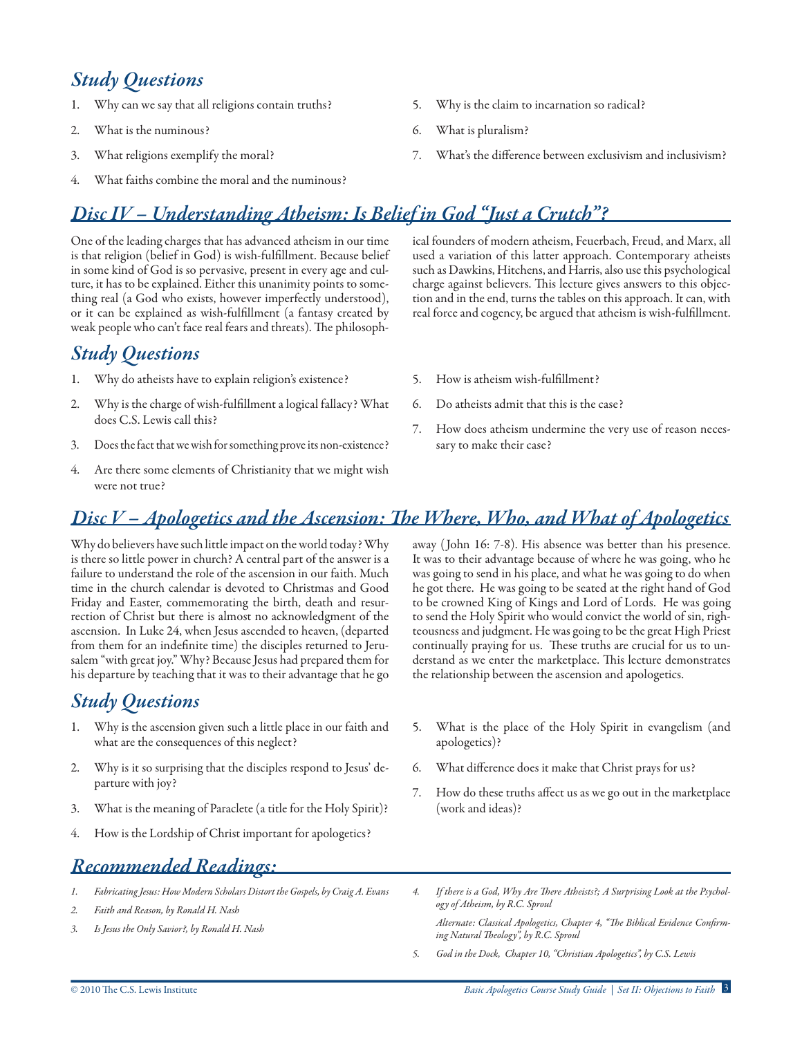## *Study Questions*

1. Why can we say that all religions contain truths?
2. What is the numinous?
3. What religions exemplify the moral?
4. What faiths combine the moral and the numinous?
5. Why is the claim to incarnation so radical?
6. What is pluralism?
7. What's the difference between exclusivism and inclusivism?

## *Disc IV – Understanding Atheism: Is Belief in God "Just a Crutch"?*

One of the leading charges that has advanced atheism in our time is that religion (belief in God) is wish-fulfillment. Because belief in some kind of God is so pervasive, present in every age and culture, it has to be explained. Either this unanimity points to something real (a God who exists, however imperfectly understood), or it can be explained as wish-fulfillment (a fantasy created by weak people who can't face real fears and threats). The philosophical founders of modern atheism, Feuerbach, Freud, and Marx, all used a variation of this latter approach. Contemporary atheists such as Dawkins, Hitchens, and Harris, also use this psychological charge against believers. This lecture gives answers to this objection and in the end, turns the tables on this approach. It can, with real force and cogency, be argued that atheism is wish-fulfillment.

## *Study Questions*

1. Why do atheists have to explain religion's existence?
2. Why is the charge of wish-fulfillment a logical fallacy? What does C.S. Lewis call this?
3. Does the fact that we wish for something prove its non-existence?
4. Are there some elements of Christianity that we might wish were not true?
5. How is atheism wish-fulfillment?
6. Do atheists admit that this is the case?
7. How does atheism undermine the very use of reason necessary to make their case?

## *Disc V – Apologetics and the Ascension: The Where, Who, and What of Apologetics*

Why do believers have such little impact on the world today? Why is there so little power in church? A central part of the answer is a failure to understand the role of the ascension in our faith. Much time in the church calendar is devoted to Christmas and Good Friday and Easter, commemorating the birth, death and resurrection of Christ but there is almost no acknowledgment of the ascension. In Luke 24, when Jesus ascended to heaven, (departed from them for an indefinite time) the disciples returned to Jerusalem "with great joy." Why? Because Jesus had prepared them for his departure by teaching that it was to their advantage that he go away (John 16: 7-8). His absence was better than his presence. It was to their advantage because of where he was going, who he was going to send in his place, and what he was going to do when he got there. He was going to be seated at the right hand of God to be crowned King of Kings and Lord of Lords. He was going to send the Holy Spirit who would convict the world of sin, righteousness and judgment. He was going to be the great High Priest continually praying for us. These truths are crucial for us to understand as we enter the marketplace. This lecture demonstrates the relationship between the ascension and apologetics.

## *Study Questions*

1. Why is the ascension given such a little place in our faith and what are the consequences of this neglect?
2. Why is it so surprising that the disciples respond to Jesus' departure with joy?
3. What is the meaning of Paraclete (a title for the Holy Spirit)?
4. How is the Lordship of Christ important for apologetics?
5. What is the place of the Holy Spirit in evangelism (and apologetics)?
6. What difference does it make that Christ prays for us?
7. How do these truths affect us as we go out in the marketplace (work and ideas)?

## *Recommended Readings:*

1. *Fabricating Jesus: How Modern Scholars Distort the Gospels, by Craig A. Evans*
2. *Faith and Reason, by Ronald H. Nash*
3. *Is Jesus the Only Savior?, by Ronald H. Nash*
4. *If there is a God, Why Are There Atheists?; A Surprising Look at the Psychology of Atheism, by R.C. Sproul*

   *Alternate: Classical Apologetics, Chapter 4, "The Biblical Evidence Confirming Natural Theology", by R.C. Sproul*
5. *God in the Dock, Chapter 10, "Christian Apologetics", by C.S. Lewis*

© 2010 The C.S. Lewis Institute